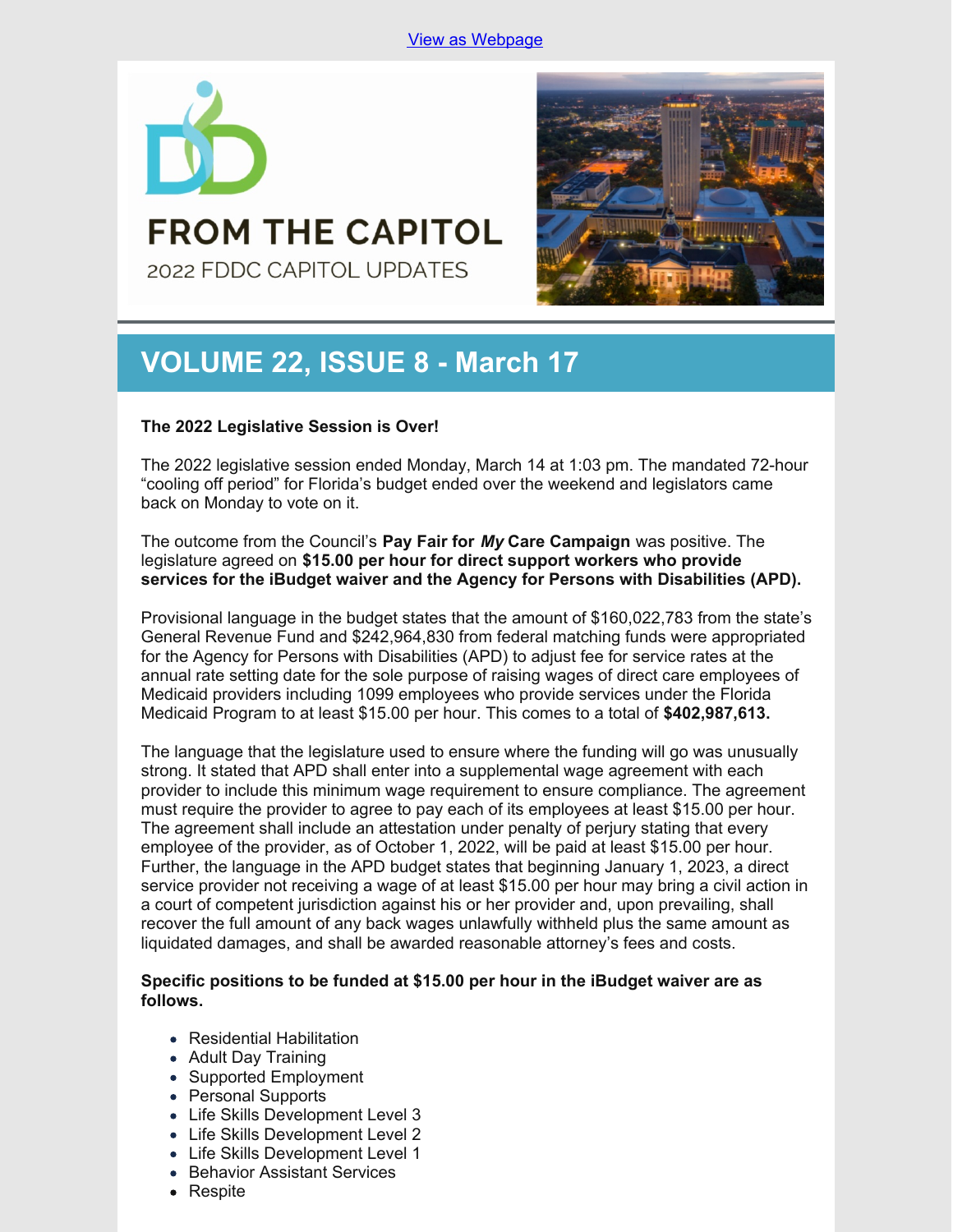View as Webpage

# FROM THE CAPITOL

2022 FDDC CAPITOL UPDATES

## VOLUME 22, ISSUE 8 - March 17

**The 2022 Legislative Session is Over!**

The 2022 legislative session ended Monday, March 14 at 1:03 pm. The mandated 72-hour "cooling off period" for Florida's budget ended over the weekend and legislators came back on Monday to vote on it.

The outcome from the Council's **Pay Fair for *My* Care Campaign** was positive. The legislature agreed on **$15.00 per hour for direct support workers who provide services for the iBudget waiver and the Agency for Persons with Disabilities (APD).**

Provisional language in the budget states that the amount of $160,022,783 from the state's General Revenue Fund and $242,964,830 from federal matching funds were appropriated for the Agency for Persons with Disabilities (APD) to adjust fee for service rates at the annual rate setting date for the sole purpose of raising wages of direct care employees of Medicaid providers including 1099 employees who provide services under the Florida Medicaid Program to at least $15.00 per hour. This comes to a total of **$402,987,613.**

The language that the legislature used to ensure where the funding will go was unusually strong. It stated that APD shall enter into a supplemental wage agreement with each provider to include this minimum wage requirement to ensure compliance. The agreement must require the provider to agree to pay each of its employees at least $15.00 per hour. The agreement shall include an attestation under penalty of perjury stating that every employee of the provider, as of October 1, 2022, will be paid at least $15.00 per hour. Further, the language in the APD budget states that beginning January 1, 2023, a direct service provider not receiving a wage of at least $15.00 per hour may bring a civil action in a court of competent jurisdiction against his or her provider and, upon prevailing, shall recover the full amount of any back wages unlawfully withheld plus the same amount as liquidated damages, and shall be awarded reasonable attorney's fees and costs.

**Specific positions to be funded at $15.00 per hour in the iBudget waiver are as follows.**

- Residential Habilitation
- Adult Day Training
- Supported Employment
- Personal Supports
- Life Skills Development Level 3
- Life Skills Development Level 2
- Life Skills Development Level 1
- Behavior Assistant Services
- Respite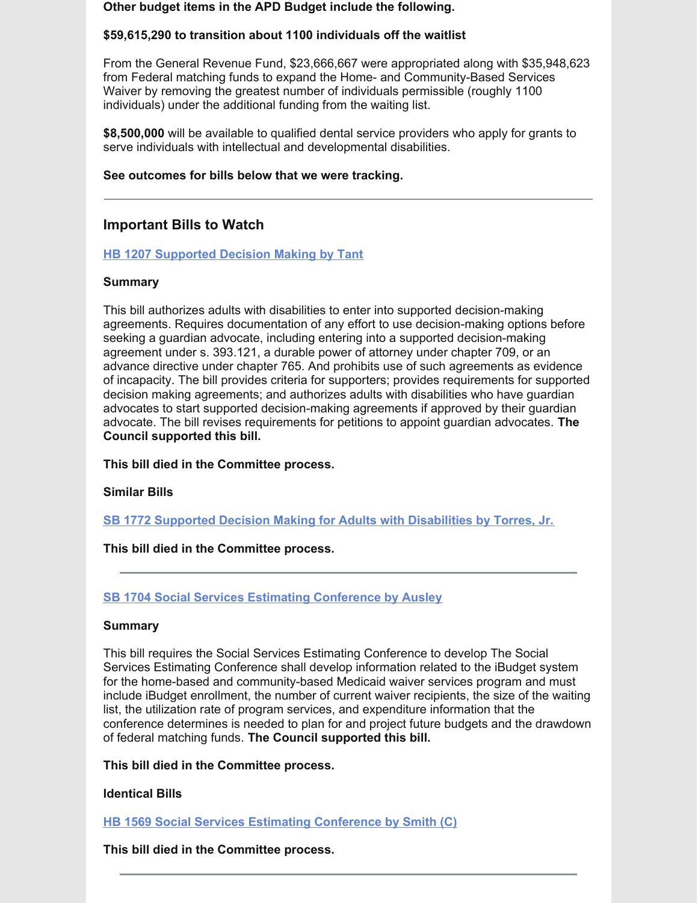**Other budget items in the APD Budget include the following.**

**$59,615,290 to transition about 1100 individuals off the waitlist**

From the General Revenue Fund, $23,666,667 were appropriated along with $35,948,623 from Federal matching funds to expand the Home- and Community-Based Services Waiver by removing the greatest number of individuals permissible (roughly 1100 individuals) under the additional funding from the waiting list.

**$8,500,000** will be available to qualified dental service providers who apply for grants to serve individuals with intellectual and developmental disabilities.

**See outcomes for bills below that we were tracking.**

---

## Important Bills to Watch

### HB 1207 Supported Decision Making by Tant

**Summary**

This bill authorizes adults with disabilities to enter into supported decision-making agreements. Requires documentation of any effort to use decision-making options before seeking a guardian advocate, including entering into a supported decision-making agreement under s. 393.121, a durable power of attorney under chapter 709, or an advance directive under chapter 765. And prohibits use of such agreements as evidence of incapacity. The bill provides criteria for supporters; provides requirements for supported decision making agreements; and authorizes adults with disabilities who have guardian advocates to start supported decision-making agreements if approved by their guardian advocate. The bill revises requirements for petitions to appoint guardian advocates. **The Council supported this bill.**

**This bill died in the Committee process.**

**Similar Bills**

**SB 1772 Supported Decision Making for Adults with Disabilities by Torres, Jr.**

**This bill died in the Committee process.**

---

### SB 1704 Social Services Estimating Conference by Ausley

**Summary**

This bill requires the Social Services Estimating Conference to develop The Social Services Estimating Conference shall develop information related to the iBudget system for the home-based and community-based Medicaid waiver services program and must include iBudget enrollment, the number of current waiver recipients, the size of the waiting list, the utilization rate of program services, and expenditure information that the conference determines is needed to plan for and project future budgets and the drawdown of federal matching funds. **The Council supported this bill.**

**This bill died in the Committee process.**

**Identical Bills**

**HB 1569 Social Services Estimating Conference by Smith (C)**

**This bill died in the Committee process.**

---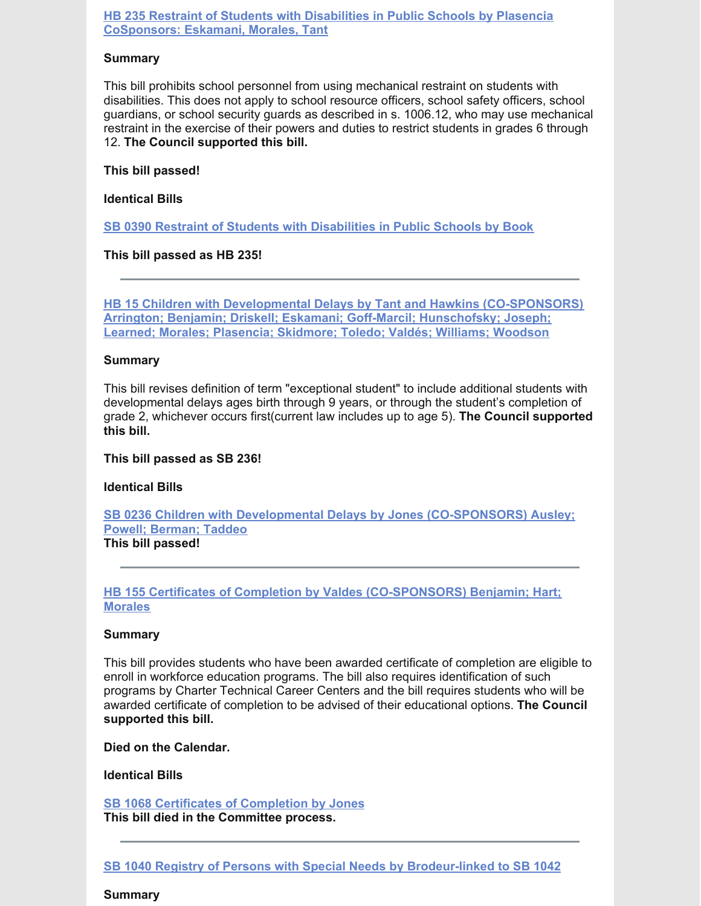**HB 235 Restraint of Students with Disabilities in Public Schools by Plasencia CoSponsors: Eskamani, Morales, Tant**

**Summary**

This bill prohibits school personnel from using mechanical restraint on students with disabilities. This does not apply to school resource officers, school safety officers, school guardians, or school security guards as described in s. 1006.12, who may use mechanical restraint in the exercise of their powers and duties to restrict students in grades 6 through 12. **The Council supported this bill.**

**This bill passed!**

**Identical Bills**

**SB 0390 Restraint of Students with Disabilities in Public Schools by Book**

**This bill passed as HB 235!**

---

**HB 15 Children with Developmental Delays by Tant and Hawkins (CO-SPONSORS) Arrington; Benjamin; Driskell; Eskamani; Goff-Marcil; Hunschofsky; Joseph; Learned; Morales; Plasencia; Skidmore; Toledo; Valdés; Williams; Woodson**

**Summary**

This bill revises definition of term "exceptional student" to include additional students with developmental delays ages birth through 9 years, or through the student's completion of grade 2, whichever occurs first(current law includes up to age 5). **The Council supported this bill.**

**This bill passed as SB 236!**

**Identical Bills**

**SB 0236 Children with Developmental Delays by Jones (CO-SPONSORS) Ausley; Powell; Berman; Taddeo**
**This bill passed!**

---

**HB 155 Certificates of Completion by Valdes (CO-SPONSORS) Benjamin; Hart; Morales**

**Summary**

This bill provides students who have been awarded certificate of completion are eligible to enroll in workforce education programs. The bill also requires identification of such programs by Charter Technical Career Centers and the bill requires students who will be awarded certificate of completion to be advised of their educational options. **The Council supported this bill.**

**Died on the Calendar.**

**Identical Bills**

**SB 1068 Certificates of Completion by Jones**
**This bill died in the Committee process.**

---

**SB 1040 Registry of Persons with Special Needs by Brodeur-linked to SB 1042**

**Summary**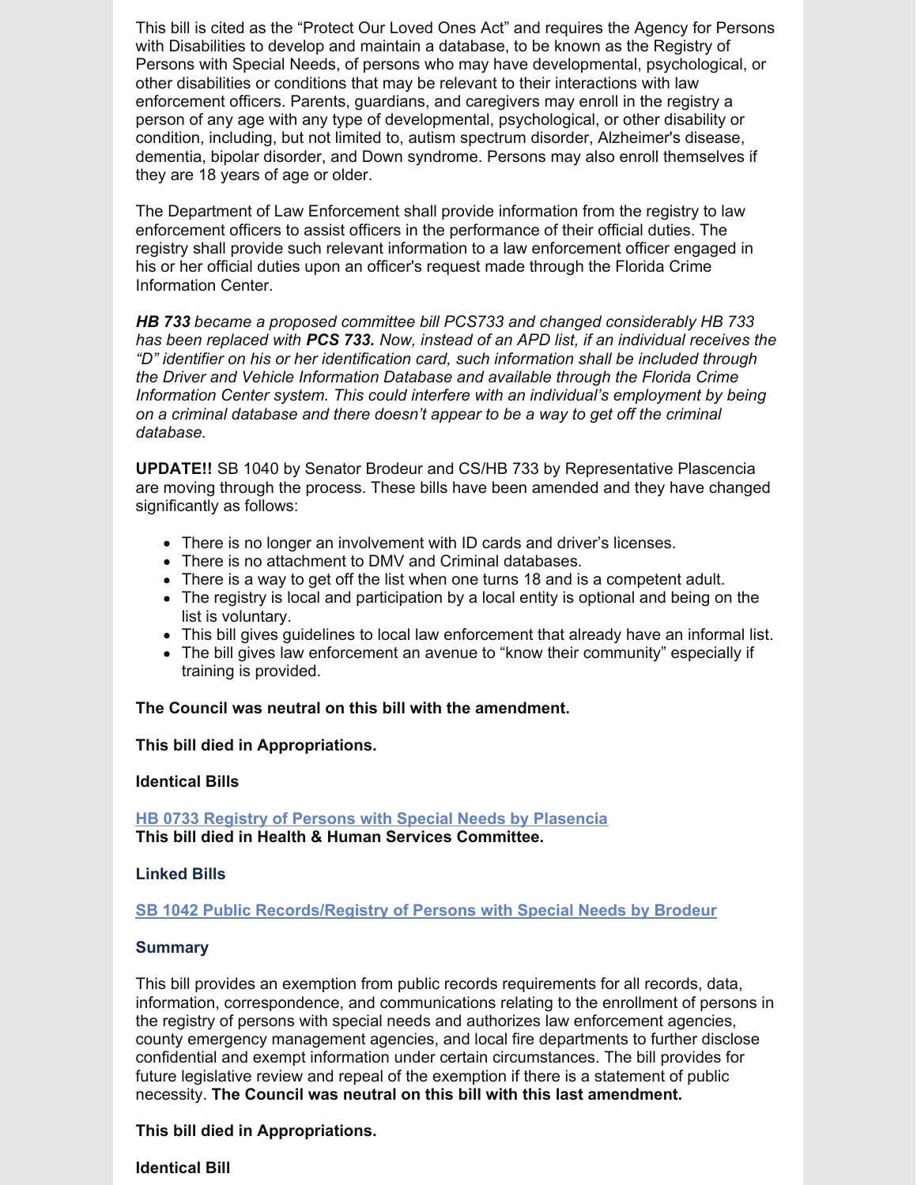This bill is cited as the "Protect Our Loved Ones Act" and requires the Agency for Persons with Disabilities to develop and maintain a database, to be known as the Registry of Persons with Special Needs, of persons who may have developmental, psychological, or other disabilities or conditions that may be relevant to their interactions with law enforcement officers. Parents, guardians, and caregivers may enroll in the registry a person of any age with any type of developmental, psychological, or other disability or condition, including, but not limited to, autism spectrum disorder, Alzheimer's disease, dementia, bipolar disorder, and Down syndrome. Persons may also enroll themselves if they are 18 years of age or older.

The Department of Law Enforcement shall provide information from the registry to law enforcement officers to assist officers in the performance of their official duties. The registry shall provide such relevant information to a law enforcement officer engaged in his or her official duties upon an officer's request made through the Florida Crime Information Center.

***HB 733*** *became a proposed committee bill PCS733 and changed considerably HB 733 has been replaced with* ***PCS 733.*** *Now, instead of an APD list, if an individual receives the "D" identifier on his or her identification card, such information shall be included through the Driver and Vehicle Information Database and available through the Florida Crime Information Center system. This could interfere with an individual's employment by being on a criminal database and there doesn't appear to be a way to get off the criminal database.*

**UPDATE!!** SB 1040 by Senator Brodeur and CS/HB 733 by Representative Plascencia are moving through the process. These bills have been amended and they have changed significantly as follows:

- There is no longer an involvement with ID cards and driver's licenses.
- There is no attachment to DMV and Criminal databases.
- There is a way to get off the list when one turns 18 and is a competent adult.
- The registry is local and participation by a local entity is optional and being on the list is voluntary.
- This bill gives guidelines to local law enforcement that already have an informal list.
- The bill gives law enforcement an avenue to "know their community" especially if training is provided.

**The Council was neutral on this bill with the amendment.**

**This bill died in Appropriations.**

**Identical Bills**

**HB 0733 Registry of Persons with Special Needs by Plasencia**
**This bill died in Health & Human Services Committee.**

**Linked Bills**

**SB 1042 Public Records/Registry of Persons with Special Needs by Brodeur**

**Summary**

This bill provides an exemption from public records requirements for all records, data, information, correspondence, and communications relating to the enrollment of persons in the registry of persons with special needs and authorizes law enforcement agencies, county emergency management agencies, and local fire departments to further disclose confidential and exempt information under certain circumstances. The bill provides for future legislative review and repeal of the exemption if there is a statement of public necessity. **The Council was neutral on this bill with this last amendment.**

**This bill died in Appropriations.**

**Identical Bill**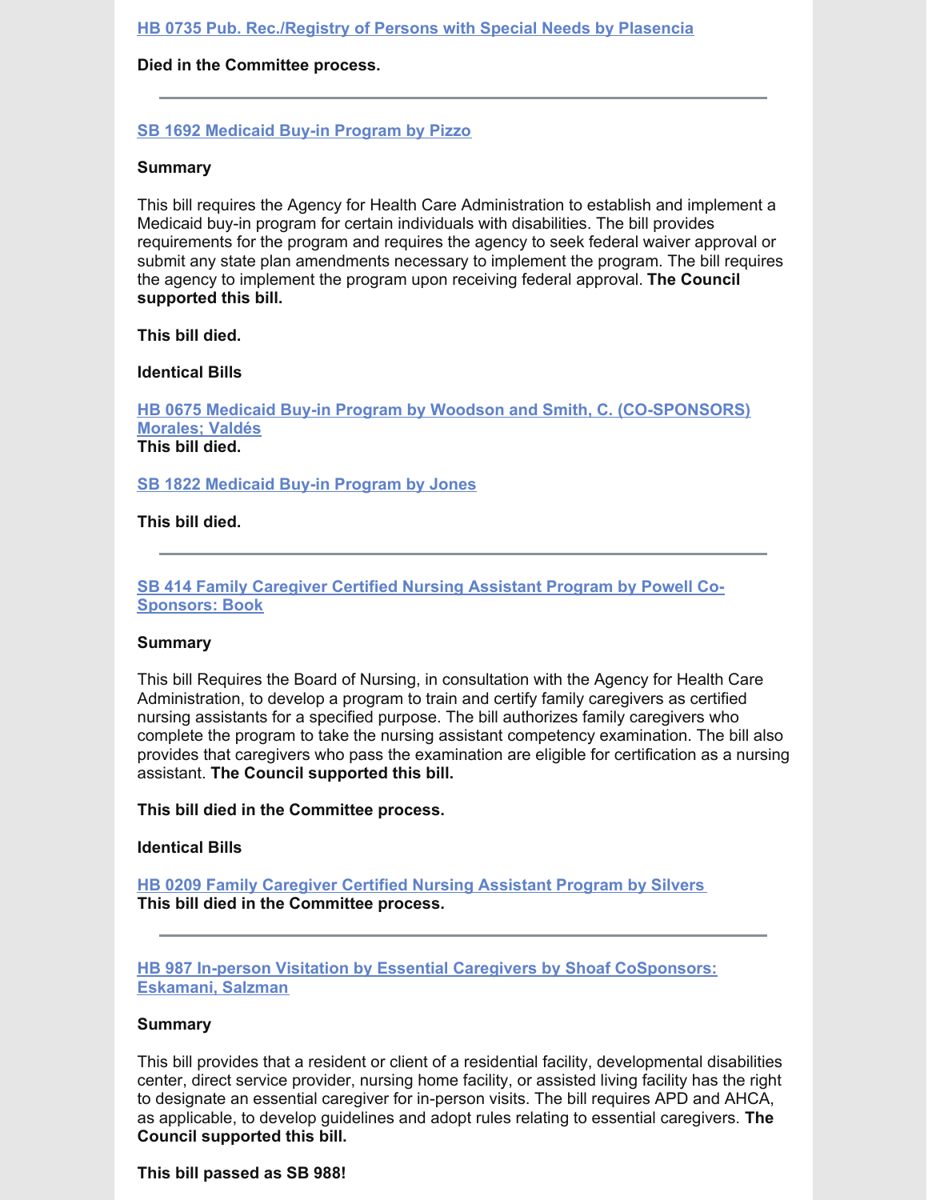[HB 0735 Pub. Rec./Registry of Persons with Special Needs by Plasencia]

**Died in the Committee process.**

---

[SB 1692 Medicaid Buy-in Program by Pizzo]

**Summary**

This bill requires the Agency for Health Care Administration to establish and implement a Medicaid buy-in program for certain individuals with disabilities. The bill provides requirements for the program and requires the agency to seek federal waiver approval or submit any state plan amendments necessary to implement the program. The bill requires the agency to implement the program upon receiving federal approval. **The Council supported this bill.**

**This bill died.**

**Identical Bills**

[HB 0675 Medicaid Buy-in Program by Woodson and Smith, C. (CO-SPONSORS) Morales; Valdés]
**This bill died.**

[SB 1822 Medicaid Buy-in Program by Jones]

**This bill died.**

---

[SB 414 Family Caregiver Certified Nursing Assistant Program by Powell Co-Sponsors: Book]

**Summary**

This bill Requires the Board of Nursing, in consultation with the Agency for Health Care Administration, to develop a program to train and certify family caregivers as certified nursing assistants for a specified purpose. The bill authorizes family caregivers who complete the program to take the nursing assistant competency examination. The bill also provides that caregivers who pass the examination are eligible for certification as a nursing assistant. **The Council supported this bill.**

**This bill died in the Committee process.**

**Identical Bills**

[HB 0209 Family Caregiver Certified Nursing Assistant Program by Silvers]
**This bill died in the Committee process.**

---

[HB 987 In-person Visitation by Essential Caregivers by Shoaf CoSponsors: Eskamani, Salzman]

**Summary**

This bill provides that a resident or client of a residential facility, developmental disabilities center, direct service provider, nursing home facility, or assisted living facility has the right to designate an essential caregiver for in-person visits. The bill requires APD and AHCA, as applicable, to develop guidelines and adopt rules relating to essential caregivers. **The Council supported this bill.**

**This bill passed as SB 988!**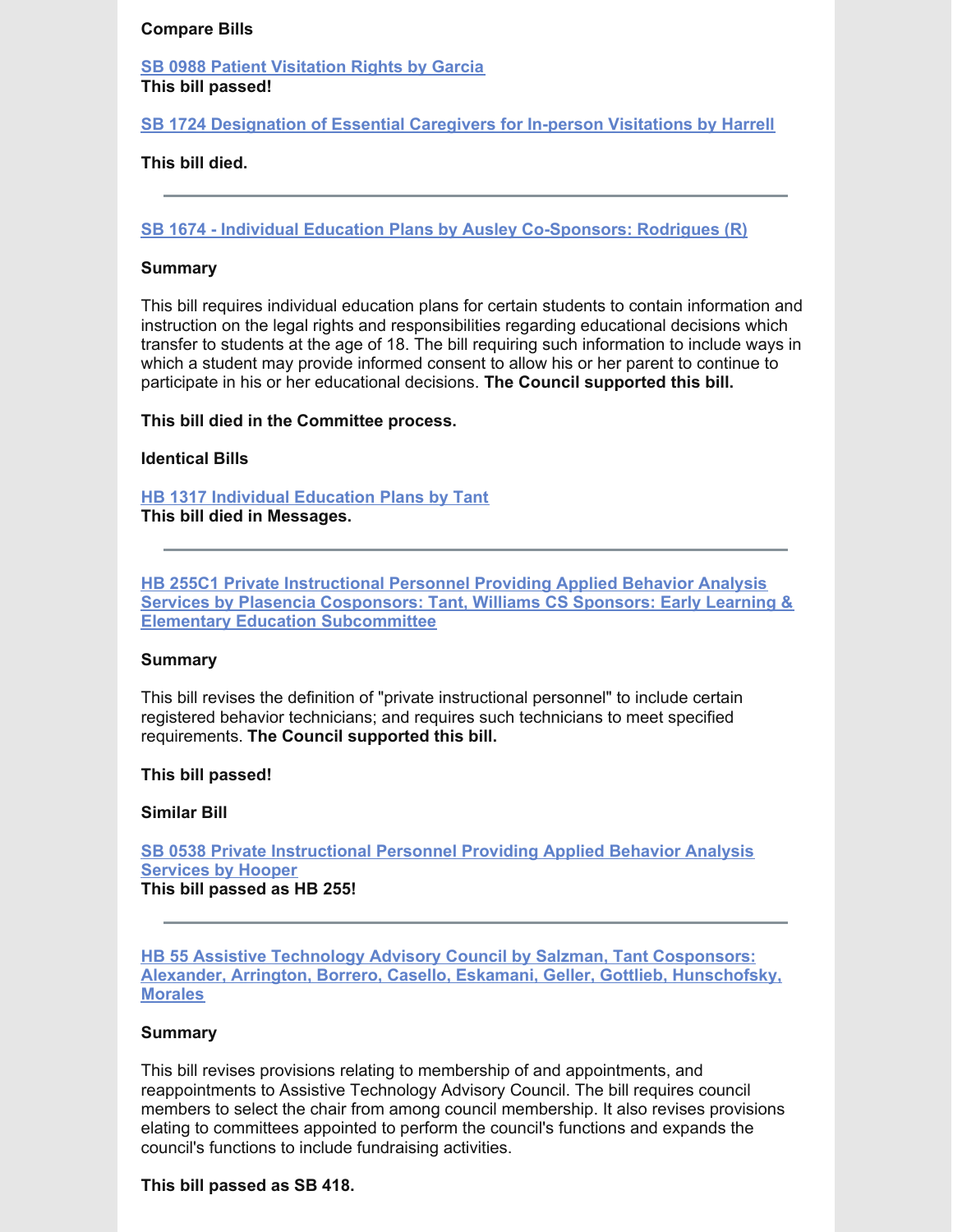**Compare Bills**

**SB 0988 Patient Visitation Rights by Garcia**
**This bill passed!**

**SB 1724 Designation of Essential Caregivers for In-person Visitations by Harrell**

**This bill died.**

---

**SB 1674 - Individual Education Plans by Ausley Co-Sponsors: Rodrigues (R)**

**Summary**

This bill requires individual education plans for certain students to contain information and instruction on the legal rights and responsibilities regarding educational decisions which transfer to students at the age of 18. The bill requiring such information to include ways in which a student may provide informed consent to allow his or her parent to continue to participate in his or her educational decisions. **The Council supported this bill.**

**This bill died in the Committee process.**

**Identical Bills**

**HB 1317 Individual Education Plans by Tant**
**This bill died in Messages.**

---

**HB 255C1 Private Instructional Personnel Providing Applied Behavior Analysis Services by Plasencia Cosponsors: Tant, Williams CS Sponsors: Early Learning & Elementary Education Subcommittee**

**Summary**

This bill revises the definition of "private instructional personnel" to include certain registered behavior technicians; and requires such technicians to meet specified requirements. **The Council supported this bill.**

**This bill passed!**

**Similar Bill**

**SB 0538 Private Instructional Personnel Providing Applied Behavior Analysis Services by Hooper**
**This bill passed as HB 255!**

---

**HB 55 Assistive Technology Advisory Council by Salzman, Tant Cosponsors: Alexander, Arrington, Borrero, Casello, Eskamani, Geller, Gottlieb, Hunschofsky, Morales**

**Summary**

This bill revises provisions relating to membership of and appointments, and reappointments to Assistive Technology Advisory Council. The bill requires council members to select the chair from among council membership. It also revises provisions elating to committees appointed to perform the council's functions and expands the council's functions to include fundraising activities.

**This bill passed as SB 418.**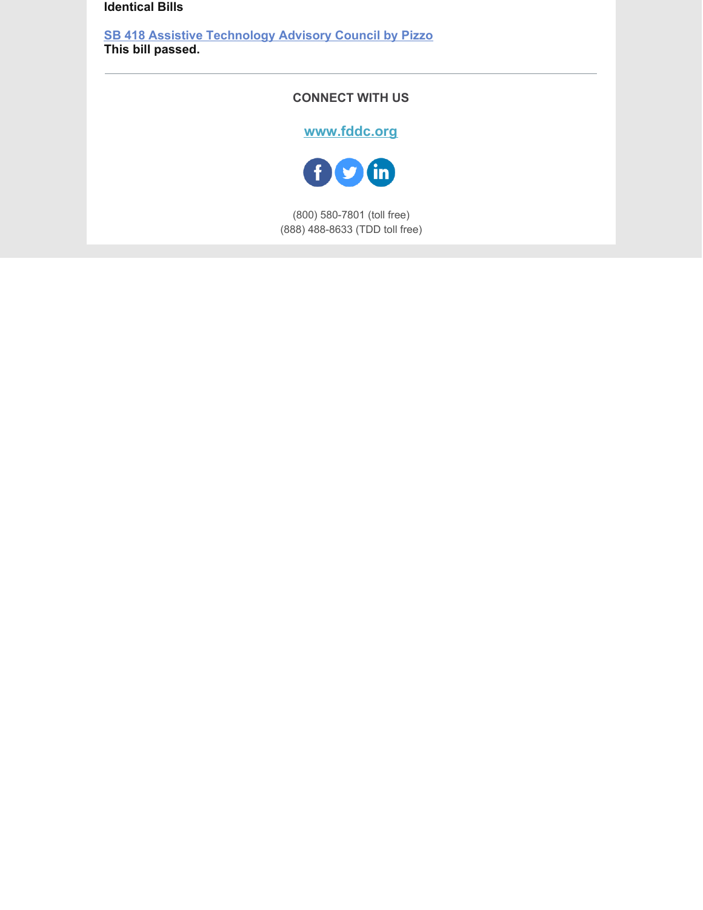**Identical Bills**

[SB 418 Assistive Technology Advisory Council by Pizzo](SB 418 Assistive Technology Advisory Council by Pizzo)
**This bill passed.**

---

**CONNECT WITH US**

[www.fddc.org](www.fddc.org)

(800) 580-7801 (toll free)
(888) 488-8633 (TDD toll free)